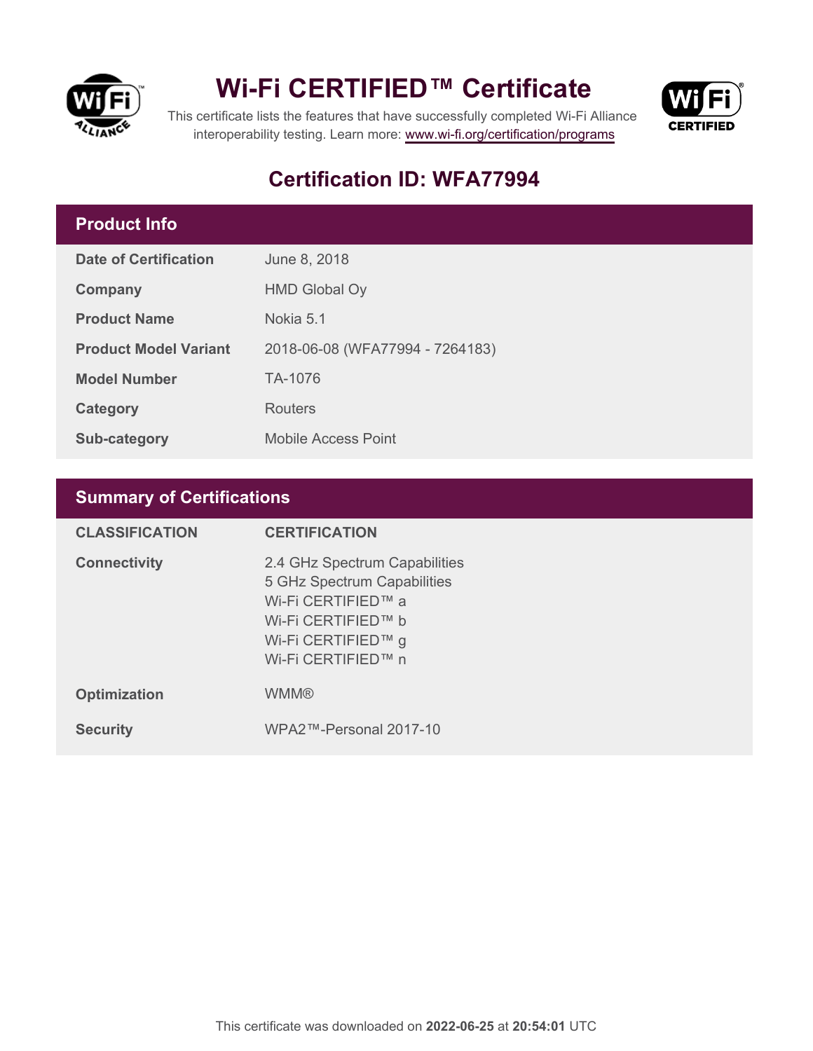# Wi-Fi CERTIFIED™ Certificate

This certificate lists the features that have successfully completed Wi-Fi Alliance interoperability testing. Learn more: www.wi-fi.org/certification/programs

## Certification ID: WFA77994

## Product Info

| | |
|---|---|
| **Date of Certification** | June 8, 2018 |
| **Company** | HMD Global Oy |
| **Product Name** | Nokia 5.1 |
| **Product Model Variant** | 2018-06-08 (WFA77994 - 7264183) |
| **Model Number** | TA-1076 |
| **Category** | Routers |
| **Sub-category** | Mobile Access Point |

## Summary of Certifications

| CLASSIFICATION | CERTIFICATION |
|---|---|
| **Connectivity** | 2.4 GHz Spectrum Capabilities<br>5 GHz Spectrum Capabilities<br>Wi-Fi CERTIFIED™ a<br>Wi-Fi CERTIFIED™ b<br>Wi-Fi CERTIFIED™ g<br>Wi-Fi CERTIFIED™ n |
| **Optimization** | WMM® |
| **Security** | WPA2™-Personal 2017-10 |

This certificate was downloaded on **2022-06-25** at **20:54:01** UTC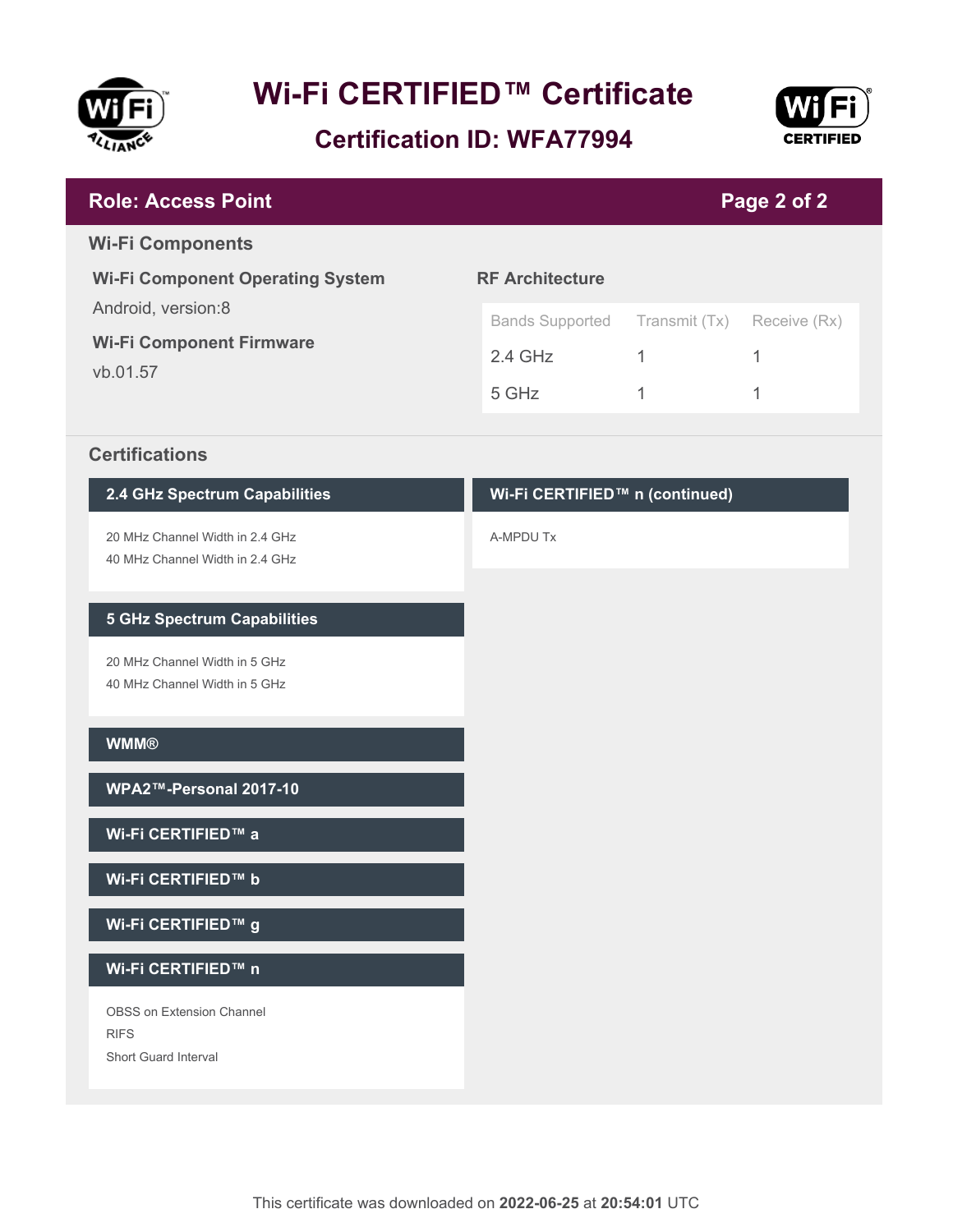# Wi-Fi CERTIFIED™ Certificate

## Certification ID: WFA77994

**Role: Access Point**

### Wi-Fi Components

**Wi-Fi Component Operating System**

Android, version:8

**Wi-Fi Component Firmware**

vb.01.57

**RF Architecture**

| Bands Supported | Transmit (Tx) | Receive (Rx) |
| --- | --- | --- |
| 2.4 GHz | 1 | 1 |
| 5 GHz | 1 | 1 |

### Certifications

#### 2.4 GHz Spectrum Capabilities

- 20 MHz Channel Width in 2.4 GHz
- 40 MHz Channel Width in 2.4 GHz

#### 5 GHz Spectrum Capabilities

- 20 MHz Channel Width in 5 GHz
- 40 MHz Channel Width in 5 GHz

#### WMM®

#### WPA2™-Personal 2017-10

#### Wi-Fi CERTIFIED™ a

#### Wi-Fi CERTIFIED™ b

#### Wi-Fi CERTIFIED™ g

#### Wi-Fi CERTIFIED™ n

- OBSS on Extension Channel
- RIFS
- Short Guard Interval

#### Wi-Fi CERTIFIED™ n (continued)

- A-MPDU Tx

This certificate was downloaded on **2022-06-25** at **20:54:01** UTC